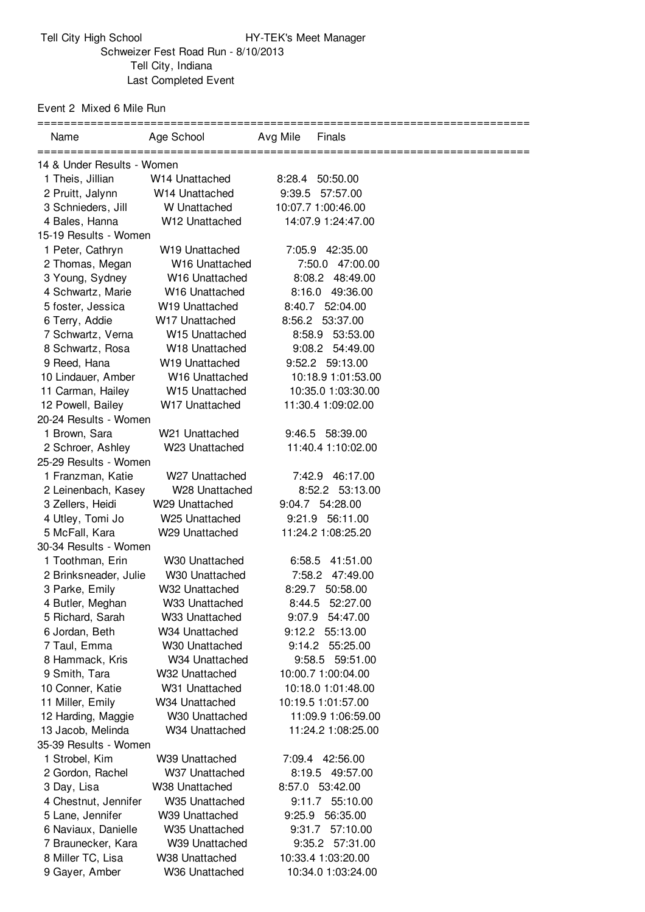Tell City High School HY-TEK's Meet Manager

Schweizer Fest Road Run - 8/10/2013

Tell City, Indiana

Last Completed Event

Event 2 Mixed 6 Mile Run

| Name | Age School | Avg Mile | Finals |
|---|---|---|---|
| **14 & Under Results - Women** | | | |
| 1 Theis, Jillian | W14 Unattached | 8:28.4 | 50:50.00 |
| 2 Pruitt, Jalynn | W14 Unattached | 9:39.5 | 57:57.00 |
| 3 Schnieders, Jill | W Unattached | 10:07.7 | 1:00:46.00 |
| 4 Bales, Hanna | W12 Unattached | 14:07.9 | 1:24:47.00 |
| **15-19 Results - Women** | | | |
| 1 Peter, Cathryn | W19 Unattached | 7:05.9 | 42:35.00 |
| 2 Thomas, Megan | W16 Unattached | 7:50.0 | 47:00.00 |
| 3 Young, Sydney | W16 Unattached | 8:08.2 | 48:49.00 |
| 4 Schwartz, Marie | W16 Unattached | 8:16.0 | 49:36.00 |
| 5 foster, Jessica | W19 Unattached | 8:40.7 | 52:04.00 |
| 6 Terry, Addie | W17 Unattached | 8:56.2 | 53:37.00 |
| 7 Schwartz, Verna | W15 Unattached | 8:58.9 | 53:53.00 |
| 8 Schwartz, Rosa | W18 Unattached | 9:08.2 | 54:49.00 |
| 9 Reed, Hana | W19 Unattached | 9:52.2 | 59:13.00 |
| 10 Lindauer, Amber | W16 Unattached | 10:18.9 | 1:01:53.00 |
| 11 Carman, Hailey | W15 Unattached | 10:35.0 | 1:03:30.00 |
| 12 Powell, Bailey | W17 Unattached | 11:30.4 | 1:09:02.00 |
| **20-24 Results - Women** | | | |
| 1 Brown, Sara | W21 Unattached | 9:46.5 | 58:39.00 |
| 2 Schroer, Ashley | W23 Unattached | 11:40.4 | 1:10:02.00 |
| **25-29 Results - Women** | | | |
| 1 Franzman, Katie | W27 Unattached | 7:42.9 | 46:17.00 |
| 2 Leinenbach, Kasey | W28 Unattached | 8:52.2 | 53:13.00 |
| 3 Zellers, Heidi | W29 Unattached | 9:04.7 | 54:28.00 |
| 4 Utley, Tomi Jo | W25 Unattached | 9:21.9 | 56:11.00 |
| 5 McFall, Kara | W29 Unattached | 11:24.2 | 1:08:25.20 |
| **30-34 Results - Women** | | | |
| 1 Toothman, Erin | W30 Unattached | 6:58.5 | 41:51.00 |
| 2 Brinksneader, Julie | W30 Unattached | 7:58.2 | 47:49.00 |
| 3 Parke, Emily | W32 Unattached | 8:29.7 | 50:58.00 |
| 4 Butler, Meghan | W33 Unattached | 8:44.5 | 52:27.00 |
| 5 Richard, Sarah | W33 Unattached | 9:07.9 | 54:47.00 |
| 6 Jordan, Beth | W34 Unattached | 9:12.2 | 55:13.00 |
| 7 Taul, Emma | W30 Unattached | 9:14.2 | 55:25.00 |
| 8 Hammack, Kris | W34 Unattached | 9:58.5 | 59:51.00 |
| 9 Smith, Tara | W32 Unattached | 10:00.7 | 1:00:04.00 |
| 10 Conner, Katie | W31 Unattached | 10:18.0 | 1:01:48.00 |
| 11 Miller, Emily | W34 Unattached | 10:19.5 | 1:01:57.00 |
| 12 Harding, Maggie | W30 Unattached | 11:09.9 | 1:06:59.00 |
| 13 Jacob, Melinda | W34 Unattached | 11:24.2 | 1:08:25.00 |
| **35-39 Results - Women** | | | |
| 1 Strobel, Kim | W39 Unattached | 7:09.4 | 42:56.00 |
| 2 Gordon, Rachel | W37 Unattached | 8:19.5 | 49:57.00 |
| 3 Day, Lisa | W38 Unattached | 8:57.0 | 53:42.00 |
| 4 Chestnut, Jennifer | W35 Unattached | 9:11.7 | 55:10.00 |
| 5 Lane, Jennifer | W39 Unattached | 9:25.9 | 56:35.00 |
| 6 Naviaux, Danielle | W35 Unattached | 9:31.7 | 57:10.00 |
| 7 Braunecker, Kara | W39 Unattached | 9:35.2 | 57:31.00 |
| 8 Miller TC, Lisa | W38 Unattached | 10:33.4 | 1:03:20.00 |
| 9 Gayer, Amber | W36 Unattached | 10:34.0 | 1:03:24.00 |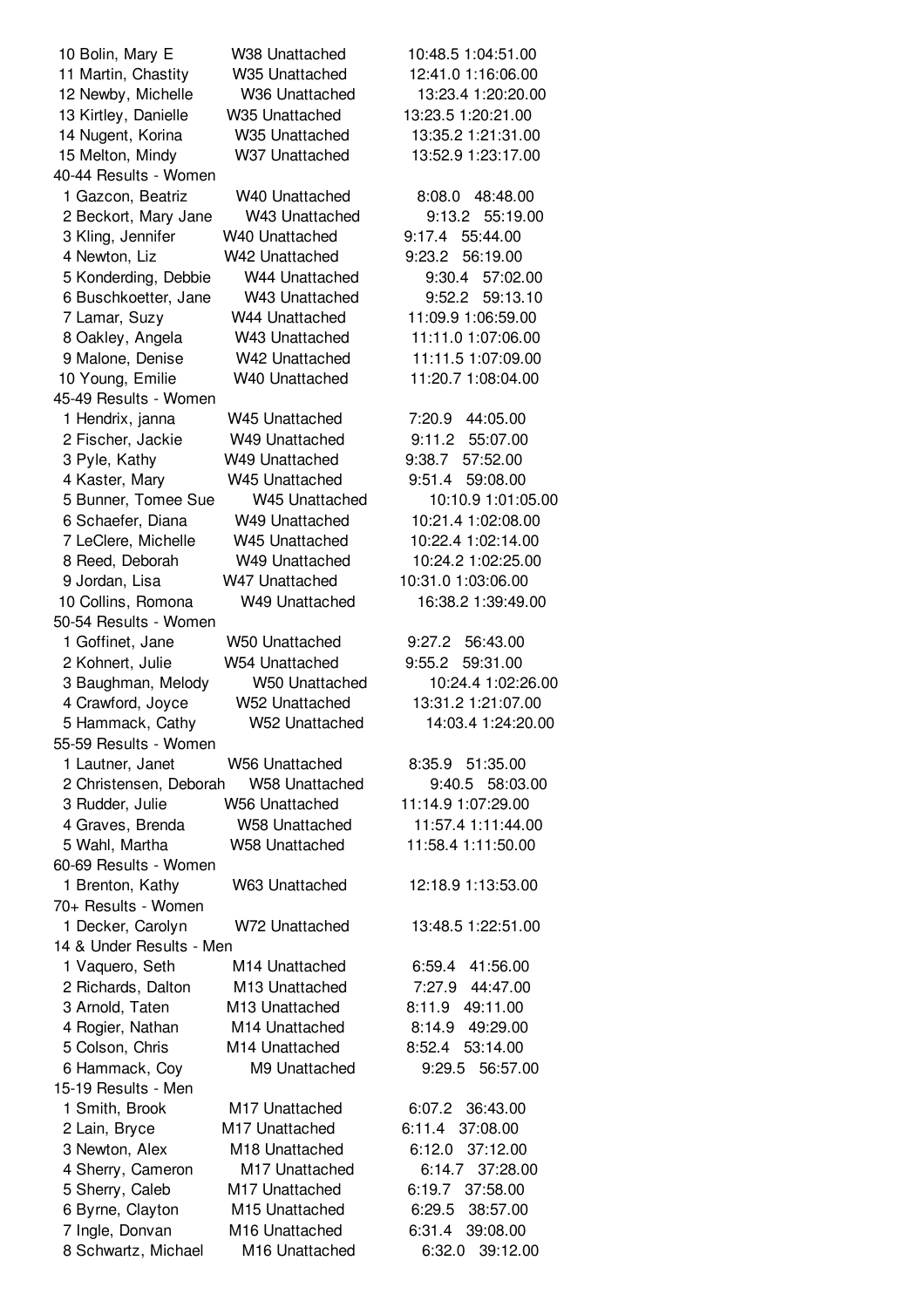10 Bolin, Mary E W38 Unattached 10:48.5 1:04:51.00
11 Martin, Chastity W35 Unattached 12:41.0 1:16:06.00
12 Newby, Michelle W36 Unattached 13:23.4 1:20:20.00
13 Kirtley, Danielle W35 Unattached 13:23.5 1:20:21.00
14 Nugent, Korina W35 Unattached 13:35.2 1:21:31.00
15 Melton, Mindy W37 Unattached 13:52.9 1:23:17.00

40-44 Results - Women

1 Gazcon, Beatriz W40 Unattached 8:08.0 48:48.00
2 Beckort, Mary Jane W43 Unattached 9:13.2 55:19.00
3 Kling, Jennifer W40 Unattached 9:17.4 55:44.00
4 Newton, Liz W42 Unattached 9:23.2 56:19.00
5 Konderding, Debbie W44 Unattached 9:30.4 57:02.00
6 Buschkoetter, Jane W43 Unattached 9:52.2 59:13.10
7 Lamar, Suzy W44 Unattached 11:09.9 1:06:59.00
8 Oakley, Angela W43 Unattached 11:11.0 1:07:06.00
9 Malone, Denise W42 Unattached 11:11.5 1:07:09.00
10 Young, Emilie W40 Unattached 11:20.7 1:08:04.00

45-49 Results - Women

1 Hendrix, janna W45 Unattached 7:20.9 44:05.00
2 Fischer, Jackie W49 Unattached 9:11.2 55:07.00
3 Pyle, Kathy W49 Unattached 9:38.7 57:52.00
4 Kaster, Mary W45 Unattached 9:51.4 59:08.00
5 Bunner, Tomee Sue W45 Unattached 10:10.9 1:01:05.00
6 Schaefer, Diana W49 Unattached 10:21.4 1:02:08.00
7 LeClere, Michelle W45 Unattached 10:22.4 1:02:14.00
8 Reed, Deborah W49 Unattached 10:24.2 1:02:25.00
9 Jordan, Lisa W47 Unattached 10:31.0 1:03:06.00
10 Collins, Romona W49 Unattached 16:38.2 1:39:49.00

50-54 Results - Women

1 Goffinet, Jane W50 Unattached 9:27.2 56:43.00
2 Kohnert, Julie W54 Unattached 9:55.2 59:31.00
3 Baughman, Melody W50 Unattached 10:24.4 1:02:26.00
4 Crawford, Joyce W52 Unattached 13:31.2 1:21:07.00
5 Hammack, Cathy W52 Unattached 14:03.4 1:24:20.00

55-59 Results - Women

1 Lautner, Janet W56 Unattached 8:35.9 51:35.00
2 Christensen, Deborah W58 Unattached 9:40.5 58:03.00
3 Rudder, Julie W56 Unattached 11:14.9 1:07:29.00
4 Graves, Brenda W58 Unattached 11:57.4 1:11:44.00
5 Wahl, Martha W58 Unattached 11:58.4 1:11:50.00

60-69 Results - Women

1 Brenton, Kathy W63 Unattached 12:18.9 1:13:53.00

70+ Results - Women

1 Decker, Carolyn W72 Unattached 13:48.5 1:22:51.00

14 & Under Results - Men

1 Vaquero, Seth M14 Unattached 6:59.4 41:56.00
2 Richards, Dalton M13 Unattached 7:27.9 44:47.00
3 Arnold, Taten M13 Unattached 8:11.9 49:11.00
4 Rogier, Nathan M14 Unattached 8:14.9 49:29.00
5 Colson, Chris M14 Unattached 8:52.4 53:14.00
6 Hammack, Coy M9 Unattached 9:29.5 56:57.00

15-19 Results - Men

1 Smith, Brook M17 Unattached 6:07.2 36:43.00
2 Lain, Bryce M17 Unattached 6:11.4 37:08.00
3 Newton, Alex M18 Unattached 6:12.0 37:12.00
4 Sherry, Cameron M17 Unattached 6:14.7 37:28.00
5 Sherry, Caleb M17 Unattached 6:19.7 37:58.00
6 Byrne, Clayton M15 Unattached 6:29.5 38:57.00
7 Ingle, Donvan M16 Unattached 6:31.4 39:08.00
8 Schwartz, Michael M16 Unattached 6:32.0 39:12.00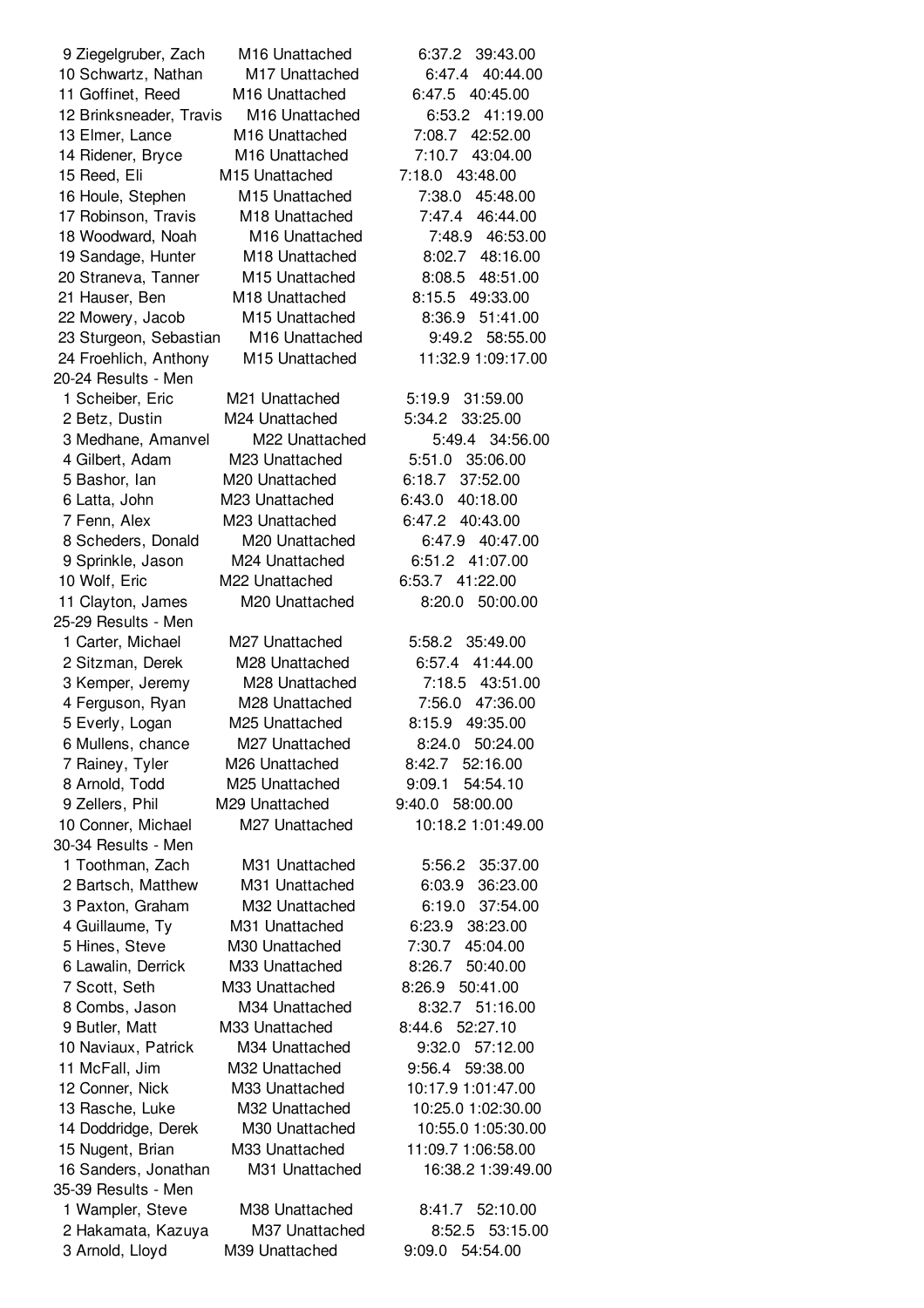| Place | Name | Age/Team | Pace | Time |
|---|---|---|---|---|
| 9 | Ziegelgruber, Zach | M16 Unattached | 6:37.2 | 39:43.00 |
| 10 | Schwartz, Nathan | M17 Unattached | 6:47.4 | 40:44.00 |
| 11 | Goffinet, Reed | M16 Unattached | 6:47.5 | 40:45.00 |
| 12 | Brinksneader, Travis | M16 Unattached | 6:53.2 | 41:19.00 |
| 13 | Elmer, Lance | M16 Unattached | 7:08.7 | 42:52.00 |
| 14 | Ridener, Bryce | M16 Unattached | 7:10.7 | 43:04.00 |
| 15 | Reed, Eli | M15 Unattached | 7:18.0 | 43:48.00 |
| 16 | Houle, Stephen | M15 Unattached | 7:38.0 | 45:48.00 |
| 17 | Robinson, Travis | M18 Unattached | 7:47.4 | 46:44.00 |
| 18 | Woodward, Noah | M16 Unattached | 7:48.9 | 46:53.00 |
| 19 | Sandage, Hunter | M18 Unattached | 8:02.7 | 48:16.00 |
| 20 | Straneva, Tanner | M15 Unattached | 8:08.5 | 48:51.00 |
| 21 | Hauser, Ben | M18 Unattached | 8:15.5 | 49:33.00 |
| 22 | Mowery, Jacob | M15 Unattached | 8:36.9 | 51:41.00 |
| 23 | Sturgeon, Sebastian | M16 Unattached | 9:49.2 | 58:55.00 |
| 24 | Froehlich, Anthony | M15 Unattached | 11:32.9 | 1:09:17.00 |

20-24 Results - Men

| Place | Name | Age/Team | Pace | Time |
|---|---|---|---|---|
| 1 | Scheiber, Eric | M21 Unattached | 5:19.9 | 31:59.00 |
| 2 | Betz, Dustin | M24 Unattached | 5:34.2 | 33:25.00 |
| 3 | Medhane, Amanvel | M22 Unattached | 5:49.4 | 34:56.00 |
| 4 | Gilbert, Adam | M23 Unattached | 5:51.0 | 35:06.00 |
| 5 | Bashor, Ian | M20 Unattached | 6:18.7 | 37:52.00 |
| 6 | Latta, John | M23 Unattached | 6:43.0 | 40:18.00 |
| 7 | Fenn, Alex | M23 Unattached | 6:47.2 | 40:43.00 |
| 8 | Scheders, Donald | M20 Unattached | 6:47.9 | 40:47.00 |
| 9 | Sprinkle, Jason | M24 Unattached | 6:51.2 | 41:07.00 |
| 10 | Wolf, Eric | M22 Unattached | 6:53.7 | 41:22.00 |
| 11 | Clayton, James | M20 Unattached | 8:20.0 | 50:00.00 |

25-29 Results - Men

| Place | Name | Age/Team | Pace | Time |
|---|---|---|---|---|
| 1 | Carter, Michael | M27 Unattached | 5:58.2 | 35:49.00 |
| 2 | Sitzman, Derek | M28 Unattached | 6:57.4 | 41:44.00 |
| 3 | Kemper, Jeremy | M28 Unattached | 7:18.5 | 43:51.00 |
| 4 | Ferguson, Ryan | M28 Unattached | 7:56.0 | 47:36.00 |
| 5 | Everly, Logan | M25 Unattached | 8:15.9 | 49:35.00 |
| 6 | Mullens, chance | M27 Unattached | 8:24.0 | 50:24.00 |
| 7 | Rainey, Tyler | M26 Unattached | 8:42.7 | 52:16.00 |
| 8 | Arnold, Todd | M25 Unattached | 9:09.1 | 54:54.10 |
| 9 | Zellers, Phil | M29 Unattached | 9:40.0 | 58:00.00 |
| 10 | Conner, Michael | M27 Unattached | 10:18.2 | 1:01:49.00 |

30-34 Results - Men

| Place | Name | Age/Team | Pace | Time |
|---|---|---|---|---|
| 1 | Toothman, Zach | M31 Unattached | 5:56.2 | 35:37.00 |
| 2 | Bartsch, Matthew | M31 Unattached | 6:03.9 | 36:23.00 |
| 3 | Paxton, Graham | M32 Unattached | 6:19.0 | 37:54.00 |
| 4 | Guillaume, Ty | M31 Unattached | 6:23.9 | 38:23.00 |
| 5 | Hines, Steve | M30 Unattached | 7:30.7 | 45:04.00 |
| 6 | Lawalin, Derrick | M33 Unattached | 8:26.7 | 50:40.00 |
| 7 | Scott, Seth | M33 Unattached | 8:26.9 | 50:41.00 |
| 8 | Combs, Jason | M34 Unattached | 8:32.7 | 51:16.00 |
| 9 | Butler, Matt | M33 Unattached | 8:44.6 | 52:27.10 |
| 10 | Naviaux, Patrick | M34 Unattached | 9:32.0 | 57:12.00 |
| 11 | McFall, Jim | M32 Unattached | 9:56.4 | 59:38.00 |
| 12 | Conner, Nick | M33 Unattached | 10:17.9 | 1:01:47.00 |
| 13 | Rasche, Luke | M32 Unattached | 10:25.0 | 1:02:30.00 |
| 14 | Doddridge, Derek | M30 Unattached | 10:55.0 | 1:05:30.00 |
| 15 | Nugent, Brian | M33 Unattached | 11:09.7 | 1:06:58.00 |
| 16 | Sanders, Jonathan | M31 Unattached | 16:38.2 | 1:39:49.00 |

35-39 Results - Men

| Place | Name | Age/Team | Pace | Time |
|---|---|---|---|---|
| 1 | Wampler, Steve | M38 Unattached | 8:41.7 | 52:10.00 |
| 2 | Hakamata, Kazuya | M37 Unattached | 8:52.5 | 53:15.00 |
| 3 | Arnold, Lloyd | M39 Unattached | 9:09.0 | 54:54.00 |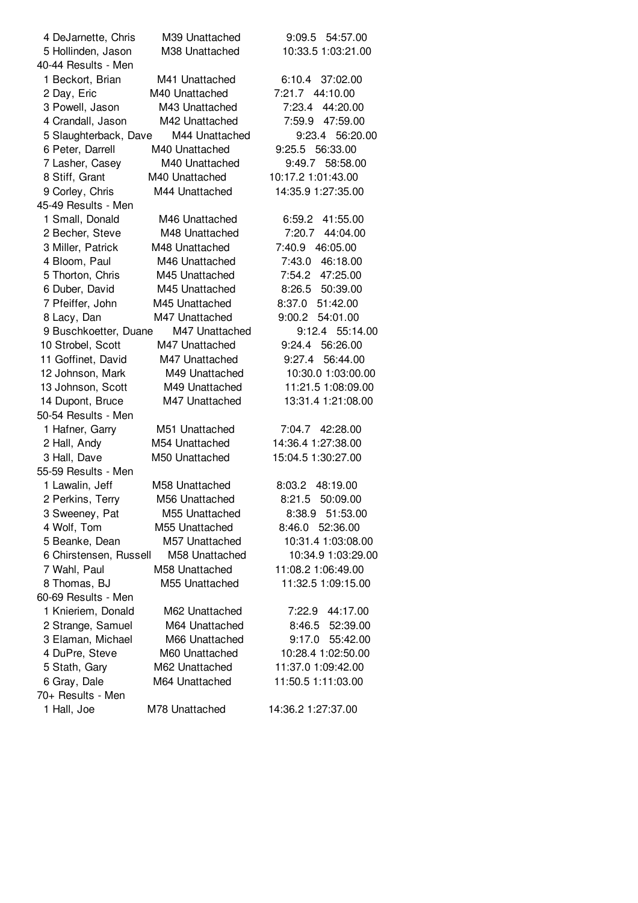4 DeJarnette, Chris M39 Unattached 9:09.5 54:57.00
5 Hollinden, Jason M38 Unattached 10:33.5 1:03:21.00

40-44 Results - Men
1 Beckort, Brian M41 Unattached 6:10.4 37:02.00
2 Day, Eric M40 Unattached 7:21.7 44:10.00
3 Powell, Jason M43 Unattached 7:23.4 44:20.00
4 Crandall, Jason M42 Unattached 7:59.9 47:59.00
5 Slaughterback, Dave M44 Unattached 9:23.4 56:20.00
6 Peter, Darrell M40 Unattached 9:25.5 56:33.00
7 Lasher, Casey M40 Unattached 9:49.7 58:58.00
8 Stiff, Grant M40 Unattached 10:17.2 1:01:43.00
9 Corley, Chris M44 Unattached 14:35.9 1:27:35.00

45-49 Results - Men
1 Small, Donald M46 Unattached 6:59.2 41:55.00
2 Becher, Steve M48 Unattached 7:20.7 44:04.00
3 Miller, Patrick M48 Unattached 7:40.9 46:05.00
4 Bloom, Paul M46 Unattached 7:43.0 46:18.00
5 Thorton, Chris M45 Unattached 7:54.2 47:25.00
6 Duber, David M45 Unattached 8:26.5 50:39.00
7 Pfeiffer, John M45 Unattached 8:37.0 51:42.00
8 Lacy, Dan M47 Unattached 9:00.2 54:01.00
9 Buschkoetter, Duane M47 Unattached 9:12.4 55:14.00
10 Strobel, Scott M47 Unattached 9:24.4 56:26.00
11 Goffinet, David M47 Unattached 9:27.4 56:44.00
12 Johnson, Mark M49 Unattached 10:30.0 1:03:00.00
13 Johnson, Scott M49 Unattached 11:21.5 1:08:09.00
14 Dupont, Bruce M47 Unattached 13:31.4 1:21:08.00

50-54 Results - Men
1 Hafner, Garry M51 Unattached 7:04.7 42:28.00
2 Hall, Andy M54 Unattached 14:36.4 1:27:38.00
3 Hall, Dave M50 Unattached 15:04.5 1:30:27.00

55-59 Results - Men
1 Lawalin, Jeff M58 Unattached 8:03.2 48:19.00
2 Perkins, Terry M56 Unattached 8:21.5 50:09.00
3 Sweeney, Pat M55 Unattached 8:38.9 51:53.00
4 Wolf, Tom M55 Unattached 8:46.0 52:36.00
5 Beanke, Dean M57 Unattached 10:31.4 1:03:08.00
6 Chirstensen, Russell M58 Unattached 10:34.9 1:03:29.00
7 Wahl, Paul M58 Unattached 11:08.2 1:06:49.00
8 Thomas, BJ M55 Unattached 11:32.5 1:09:15.00

60-69 Results - Men
1 Knieriem, Donald M62 Unattached 7:22.9 44:17.00
2 Strange, Samuel M64 Unattached 8:46.5 52:39.00
3 Elaman, Michael M66 Unattached 9:17.0 55:42.00
4 DuPre, Steve M60 Unattached 10:28.4 1:02:50.00
5 Stath, Gary M62 Unattached 11:37.0 1:09:42.00
6 Gray, Dale M64 Unattached 11:50.5 1:11:03.00

70+ Results - Men
1 Hall, Joe M78 Unattached 14:36.2 1:27:37.00